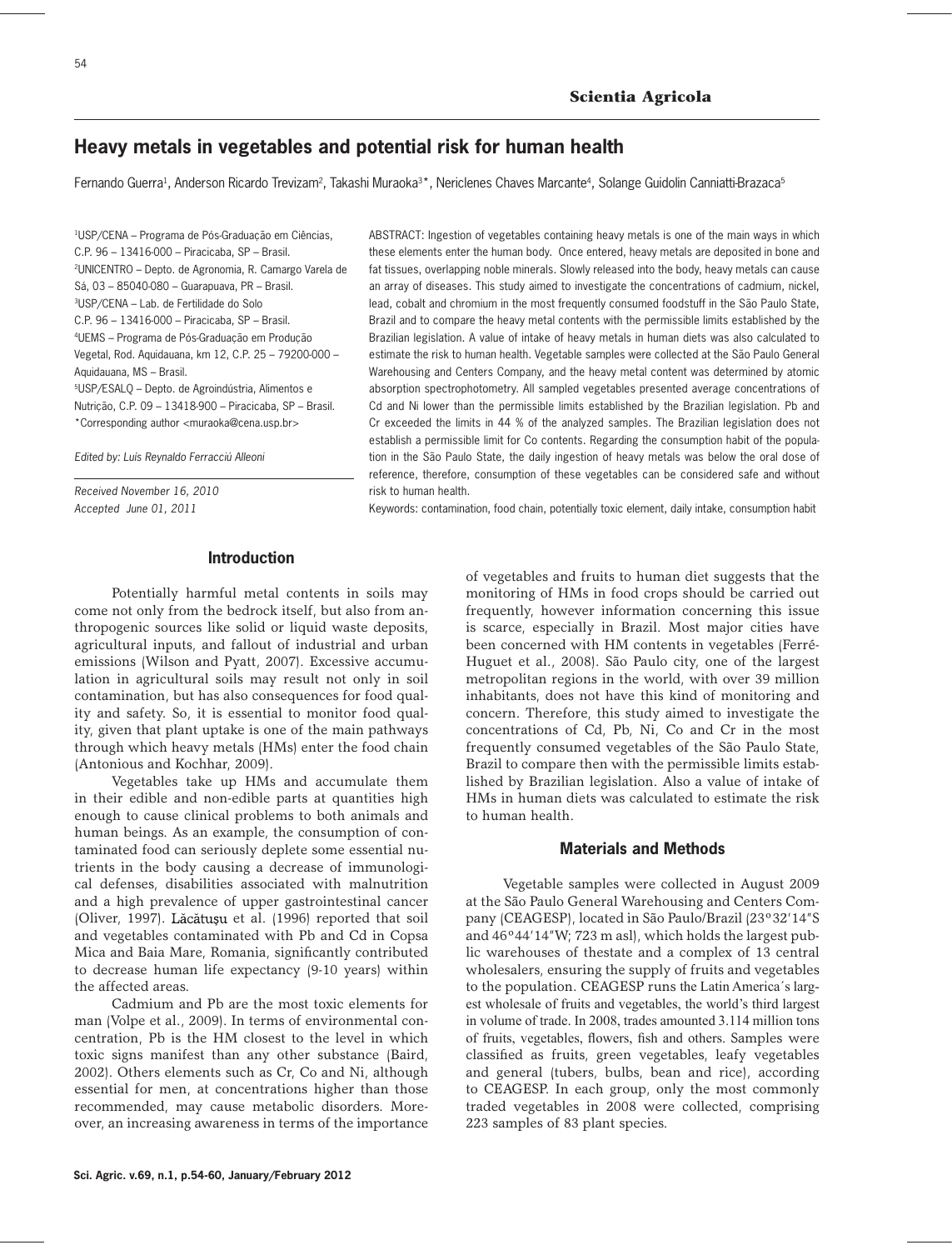# Heavy metals in vegetables and potential risk for human health

Fernando Guerra[1], Anderson Ricardo Trevizam[2], Takashi Muraoka[3]*, Nericlenes Chaves Marcante[4], Solange Guidolin Canniatti-Brazaca[5]

[1]USP/CENA – Programa de Pós-Graduação em Ciências, C.P. 96 – 13416-000 – Piracicaba, SP – Brasil.
[2]UNICENTRO – Depto. de Agronomia, R. Camargo Varela de Sá, 03 – 85040-080 – Guarapuava, PR – Brasil.
[3]USP/CENA – Lab. de Fertilidade do Solo C.P. 96 – 13416-000 – Piracicaba, SP – Brasil.
[4]UEMS – Programa de Pós-Graduação em Produção Vegetal, Rod. Aquidauana, km 12, C.P. 25 – 79200-000 – Aquidauana, MS – Brasil.
[5]USP/ESALQ – Depto. de Agroindústria, Alimentos e Nutrição, C.P. 09 – 13418-900 – Piracicaba, SP – Brasil.
*Corresponding author <muraoka@cena.usp.br>

*Edited by: Luís Reynaldo Ferracciú Alleoni*

*Received November 16, 2010*
*Accepted June 01, 2011*

ABSTRACT: Ingestion of vegetables containing heavy metals is one of the main ways in which these elements enter the human body. Once entered, heavy metals are deposited in bone and fat tissues, overlapping noble minerals. Slowly released into the body, heavy metals can cause an array of diseases. This study aimed to investigate the concentrations of cadmium, nickel, lead, cobalt and chromium in the most frequently consumed foodstuff in the São Paulo State, Brazil and to compare the heavy metal contents with the permissible limits established by the Brazilian legislation. A value of intake of heavy metals in human diets was also calculated to estimate the risk to human health. Vegetable samples were collected at the São Paulo General Warehousing and Centers Company, and the heavy metal content was determined by atomic absorption spectrophotometry. All sampled vegetables presented average concentrations of Cd and Ni lower than the permissible limits established by the Brazilian legislation. Pb and Cr exceeded the limits in 44 % of the analyzed samples. The Brazilian legislation does not establish a permissible limit for Co contents. Regarding the consumption habit of the population in the São Paulo State, the daily ingestion of heavy metals was below the oral dose of reference, therefore, consumption of these vegetables can be considered safe and without risk to human health.

Keywords: contamination, food chain, potentially toxic element, daily intake, consumption habit

## Introduction

Potentially harmful metal contents in soils may come not only from the bedrock itself, but also from anthropogenic sources like solid or liquid waste deposits, agricultural inputs, and fallout of industrial and urban emissions (Wilson and Pyatt, 2007). Excessive accumulation in agricultural soils may result not only in soil contamination, but has also consequences for food quality and safety. So, it is essential to monitor food quality, given that plant uptake is one of the main pathways through which heavy metals (HMs) enter the food chain (Antonious and Kochhar, 2009).

Vegetables take up HMs and accumulate them in their edible and non-edible parts at quantities high enough to cause clinical problems to both animals and human beings. As an example, the consumption of contaminated food can seriously deplete some essential nutrients in the body causing a decrease of immunological defenses, disabilities associated with malnutrition and a high prevalence of upper gastrointestinal cancer (Oliver, 1997). Lăcătuşu et al. (1996) reported that soil and vegetables contaminated with Pb and Cd in Copsa Mica and Baia Mare, Romania, significantly contributed to decrease human life expectancy (9-10 years) within the affected areas.

Cadmium and Pb are the most toxic elements for man (Volpe et al., 2009). In terms of environmental concentration, Pb is the HM closest to the level in which toxic signs manifest than any other substance (Baird, 2002). Others elements such as Cr, Co and Ni, although essential for men, at concentrations higher than those recommended, may cause metabolic disorders. Moreover, an increasing awareness in terms of the importance of vegetables and fruits to human diet suggests that the monitoring of HMs in food crops should be carried out frequently, however information concerning this issue is scarce, especially in Brazil. Most major cities have been concerned with HM contents in vegetables (Ferré-Huguet et al., 2008). São Paulo city, one of the largest metropolitan regions in the world, with over 39 million inhabitants, does not have this kind of monitoring and concern. Therefore, this study aimed to investigate the concentrations of Cd, Pb, Ni, Co and Cr in the most frequently consumed vegetables of the São Paulo State, Brazil to compare then with the permissible limits established by Brazilian legislation. Also a value of intake of HMs in human diets was calculated to estimate the risk to human health.

## Materials and Methods

Vegetable samples were collected in August 2009 at the São Paulo General Warehousing and Centers Company (CEAGESP), located in São Paulo/Brazil (23°32′14″S and 46°44′14″W; 723 m asl), which holds the largest public warehouses of thestate and a complex of 13 central wholesalers, ensuring the supply of fruits and vegetables to the population. CEAGESP runs the Latin America´s largest wholesale of fruits and vegetables, the world's third largest in volume of trade. In 2008, trades amounted 3.114 million tons of fruits, vegetables, flowers, fish and others. Samples were classified as fruits, green vegetables, leafy vegetables and general (tubers, bulbs, bean and rice), according to CEAGESP. In each group, only the most commonly traded vegetables in 2008 were collected, comprising 223 samples of 83 plant species.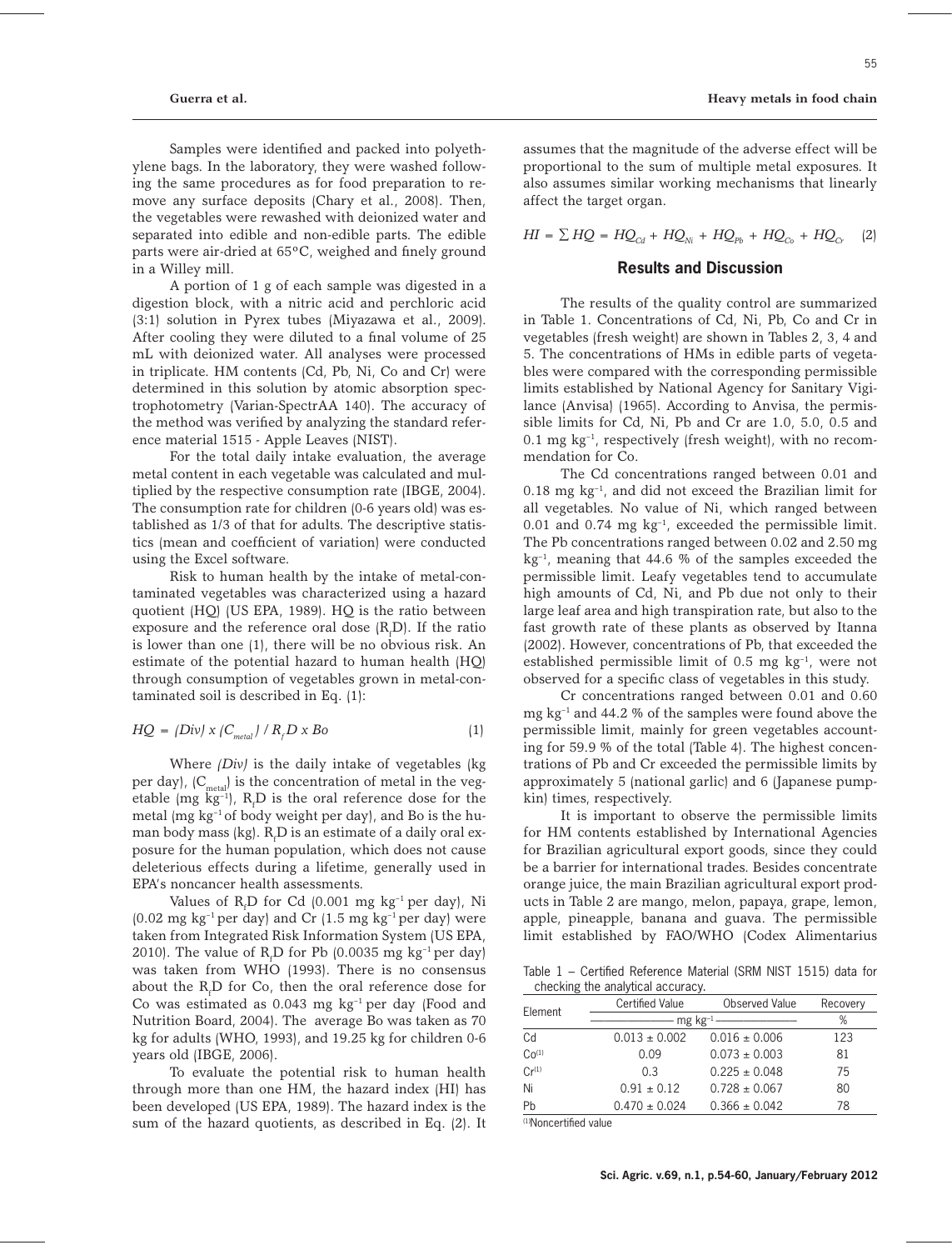Samples were identified and packed into polyethylene bags. In the laboratory, they were washed following the same procedures as for food preparation to remove any surface deposits (Chary et al., 2008). Then, the vegetables were rewashed with deionized water and separated into edible and non-edible parts. The edible parts were air-dried at 65°C, weighed and finely ground in a Willey mill.

A portion of 1 g of each sample was digested in a digestion block, with a nitric acid and perchloric acid (3:1) solution in Pyrex tubes (Miyazawa et al., 2009). After cooling they were diluted to a final volume of 25 mL with deionized water. All analyses were processed in triplicate. HM contents (Cd, Pb, Ni, Co and Cr) were determined in this solution by atomic absorption spectrophotometry (Varian-SpectrAA 140). The accuracy of the method was verified by analyzing the standard reference material 1515 - Apple Leaves (NIST).

For the total daily intake evaluation, the average metal content in each vegetable was calculated and multiplied by the respective consumption rate (IBGE, 2004). The consumption rate for children (0-6 years old) was established as 1/3 of that for adults. The descriptive statistics (mean and coefficient of variation) were conducted using the Excel software.

Risk to human health by the intake of metal-contaminated vegetables was characterized using a hazard quotient (HQ) (US EPA, 1989). HQ is the ratio between exposure and the reference oral dose ($R_fD$). If the ratio is lower than one (1), there will be no obvious risk. An estimate of the potential hazard to human health (HQ) through consumption of vegetables grown in metal-contaminated soil is described in Eq. (1):

$$HQ = (Div) \times (C_{metal}) / R_fD \times Bo \quad (1)$$

Where *(Div)* is the daily intake of vegetables (kg per day), ($C_{metal}$) is the concentration of metal in the vegetable (mg $kg^{-1}$), $R_fD$ is the oral reference dose for the metal (mg $kg^{-1}$ of body weight per day), and Bo is the human body mass (kg). $R_fD$ is an estimate of a daily oral exposure for the human population, which does not cause deleterious effects during a lifetime, generally used in EPA's noncancer health assessments.

Values of $R_fD$ for Cd (0.001 mg $kg^{-1}$ per day), Ni (0.02 mg $kg^{-1}$ per day) and Cr (1.5 mg $kg^{-1}$ per day) were taken from Integrated Risk Information System (US EPA, 2010). The value of $R_fD$ for Pb (0.0035 mg $kg^{-1}$ per day) was taken from WHO (1993). There is no consensus about the $R_fD$ for Co, then the oral reference dose for Co was estimated as 0.043 mg $kg^{-1}$ per day (Food and Nutrition Board, 2004). The average Bo was taken as 70 kg for adults (WHO, 1993), and 19.25 kg for children 0-6 years old (IBGE, 2006).

To evaluate the potential risk to human health through more than one HM, the hazard index (HI) has been developed (US EPA, 1989). The hazard index is the sum of the hazard quotients, as described in Eq. (2). It assumes that the magnitude of the adverse effect will be proportional to the sum of multiple metal exposures. It also assumes similar working mechanisms that linearly affect the target organ.

$$HI = \sum HQ = HQ_{Cd} + HQ_{Ni} + HQ_{Pb} + HQ_{Co} + HQ_{Cr} \quad (2)$$

## Results and Discussion

The results of the quality control are summarized in Table 1. Concentrations of Cd, Ni, Pb, Co and Cr in vegetables (fresh weight) are shown in Tables 2, 3, 4 and 5. The concentrations of HMs in edible parts of vegetables were compared with the corresponding permissible limits established by National Agency for Sanitary Vigilance (Anvisa) (1965). According to Anvisa, the permissible limits for Cd, Ni, Pb and Cr are 1.0, 5.0, 0.5 and 0.1 mg $kg^{-1}$, respectively (fresh weight), with no recommendation for Co.

The Cd concentrations ranged between 0.01 and 0.18 mg $kg^{-1}$, and did not exceed the Brazilian limit for all vegetables. No value of Ni, which ranged between 0.01 and 0.74 mg $kg^{-1}$, exceeded the permissible limit. The Pb concentrations ranged between 0.02 and 2.50 mg $kg^{-1}$, meaning that 44.6 % of the samples exceeded the permissible limit. Leafy vegetables tend to accumulate high amounts of Cd, Ni, and Pb due not only to their large leaf area and high transpiration rate, but also to the fast growth rate of these plants as observed by Itanna (2002). However, concentrations of Pb, that exceeded the established permissible limit of 0.5 mg $kg^{-1}$, were not observed for a specific class of vegetables in this study.

Cr concentrations ranged between 0.01 and 0.60 mg $kg^{-1}$ and 44.2 % of the samples were found above the permissible limit, mainly for green vegetables accounting for 59.9 % of the total (Table 4). The highest concentrations of Pb and Cr exceeded the permissible limits by approximately 5 (national garlic) and 6 (Japanese pumpkin) times, respectively.

It is important to observe the permissible limits for HM contents established by International Agencies for Brazilian agricultural export goods, since they could be a barrier for international trades. Besides concentrate orange juice, the main Brazilian agricultural export products in Table 2 are mango, melon, papaya, grape, lemon, apple, pineapple, banana and guava. The permissible limit established by FAO/WHO (Codex Alimentarius

Table 1 – Certified Reference Material (SRM NIST 1515) data for checking the analytical accuracy.

| Element | Certified Value | Observed Value | Recovery |
|---|---|---|---|
| | mg $kg^{-1}$ | | % |
| Cd | 0.013 ± 0.002 | 0.016 ± 0.006 | 123 |
| Co[1] | 0.09 | 0.073 ± 0.003 | 81 |
| Cr[1] | 0.3 | 0.225 ± 0.048 | 75 |
| Ni | 0.91 ± 0.12 | 0.728 ± 0.067 | 80 |
| Pb | 0.470 ± 0.024 | 0.366 ± 0.042 | 78 |

[1]Noncertified value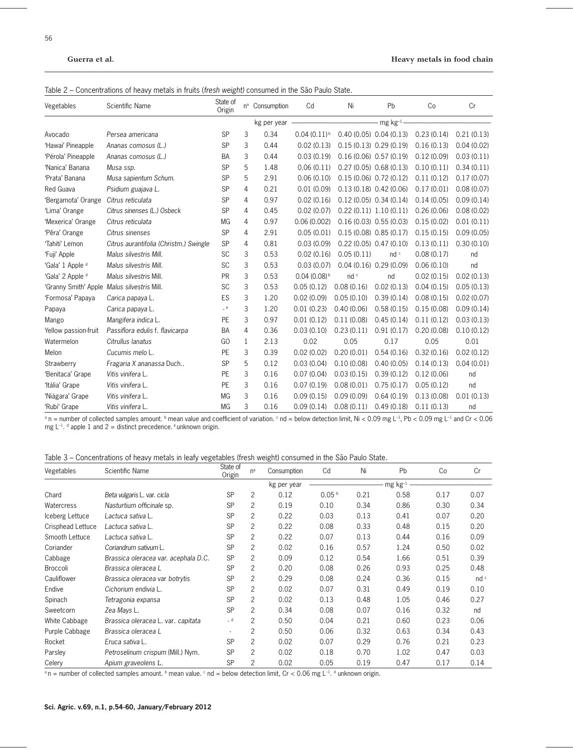Table 2 – Concentrations of heavy metals in fruits (*fresh weight*) consumed in the São Paulo State.

| Vegetables | Scientific Name | State of Origin | n[a] | Consumption | Cd | Ni | Pb | Co | Cr |
|---|---|---|---|---|---|---|---|---|---|
| | | | | kg per year | mg kg$^{-1}$ | | | | |
| Avocado | *Persea americana* | SP | 3 | 0.34 | 0.04 (0.11)[b] | 0.40 (0.05) | 0.04 (0.13) | 0.23 (0.14) | 0.21 (0.13) |
| 'Hawai' Pineapple | *Ananas comosus (L.)* | SP | 3 | 0.44 | 0.02 (0.13) | 0.15 (0.13) | 0.29 (0.19) | 0.16 (0.13) | 0.04 (0.02) |
| 'Pérola' Pineapple | *Ananas comosus (L.)* | BA | 3 | 0.44 | 0.03 (0.19) | 0.16 (0.06) | 0.57 (0.19) | 0.12 (0.09) | 0.03 (0.11) |
| 'Nanica' Banana | *Musa ssp.* | SP | 5 | 1.48 | 0.06 (0.11) | 0.27 (0.05) | 0.68 (0.13) | 0.10 (0.11) | 0.34 (0.11) |
| 'Prata' Banana | *Musa sapientum Schum.* | SP | 5 | 2.91 | 0.06 (0.10) | 0.15 (0.06) | 0.72 (0.12) | 0.11 (0.12) | 0.17 (0.07) |
| Red Guava | *Psidium guajava L.* | SP | 4 | 0.21 | 0.01 (0.09) | 0.13 (0.18) | 0.42 (0.06) | 0.17 (0.01) | 0.08 (0.07) |
| 'Bergamota' Orange | *Citrus reticulata* | SP | 4 | 0.97 | 0.02 (0.16) | 0.12 (0.05) | 0.34 (0.14) | 0.14 (0.05) | 0.09 (0.14) |
| 'Lima' Orange | *Citrus sinenses (L.) Osbeck* | SP | 4 | 0.45 | 0.02 (0.07) | 0.22 (0.11) | 1.10 (0.11) | 0.26 (0.06) | 0.08 (0.02) |
| 'Mexerica' Orange | *Citrus reticulata* | MG | 4 | 0.97 | 0.06 (0.002) | 0.16 (0.03) | 0.55 (0.03) | 0.15 (0.02) | 0.01 (0.11) |
| 'Pêra' Orange | *Citrus sinenses* | SP | 4 | 2.91 | 0.05 (0.01) | 0.15 (0.08) | 0.85 (0.17) | 0.15 (0.15) | 0.09 (0.05) |
| 'Tahiti' Lemon | *Citrus aurantifolia (Christm.) Swingle* | SP | 4 | 0.81 | 0.03 (0.09) | 0.22 (0.05) | 0.47 (0.10) | 0.13 (0.11) | 0.30 (0.10) |
| 'Fuji' Apple | *Malus silvestris Mill.* | SC | 3 | 0.53 | 0.02 (0.16) | 0.05 (0.11) | nd[c] | 0.08 (0.17) | nd |
| 'Gala' 1 Apple[d] | *Malus silvestris Mill.* | SC | 3 | 0.53 | 0.03 (0.07) | 0.04 (0.16) | 0.29 (0.09) | 0.06 (0.10) | nd |
| 'Gala' 2 Apple[d] | *Malus silvestris* Mill. | PR | 3 | 0.53 | 0.04 (0.08)[b] | nd[c] | nd | 0.02 (0.15) | 0.02 (0.13) |
| 'Granny Smith' Apple | *Malus silvestris* Mill. | SC | 3 | 0.53 | 0.05 (0.12) | 0.08 (0.16) | 0.02 (0.13) | 0.04 (0.15) | 0.05 (0.13) |
| 'Formosa' Papaya | *Carica papaya* L. | ES | 3 | 1.20 | 0.02 (0.09) | 0.05 (0.10) | 0.39 (0.14) | 0.08 (0.15) | 0.02 (0.07) |
| Papaya | *Carica papaya* L. | -[e] | 3 | 1.20 | 0.01 (0.23) | 0.40 (0.06) | 0.58 (0.15) | 0.15 (0.08) | 0.09 (0.14) |
| Mango | *Mangifera indica* L. | PE | 3 | 0.97 | 0.01 (0.12) | 0.11 (0.08) | 0.45 (0.14) | 0.11 (0.12) | 0.03 (0.13) |
| Yellow passion-fruit | *Passiflora edulis* f. *flavicarpa* | BA | 4 | 0.36 | 0.03 (0.10) | 0.23 (0.11) | 0.91 (0.17) | 0.20 (0.08) | 0.10 (0.12) |
| Watermelon | *Citrullus lanatus* | GO | 1 | 2.13 | 0.02 | 0.05 | 0.17 | 0.05 | 0.01 |
| Melon | *Cucumis melo* L. | PE | 3 | 0.39 | 0.02 (0.02) | 0.20 (0.01) | 0.54 (0.16) | 0.32 (0.16) | 0.02 (0.12) |
| Strawberry | *Fragaria X ananassa* Duch.. | SP | 5 | 0.12 | 0.03 (0.04) | 0.10 (0.08) | 0.40 (0.05) | 0.14 (0.13) | 0.04 (0.01) |
| 'Benitaca' Grape | *Vitis vinifera* L. | PE | 3 | 0.16 | 0.07 (0.04) | 0.03 (0.15) | 0.39 (0.12) | 0.12 (0.06) | nd |
| 'Itália' Grape | *Vitis vinifera* L. | PE | 3 | 0.16 | 0.07 (0.19) | 0.08 (0.01) | 0.75 (0.17) | 0.05 (0.12) | nd |
| 'Niágara' Grape | *Vitis vinifera* L. | MG | 3 | 0.16 | 0.09 (0.15) | 0.09 (0.09) | 0.64 (0.19) | 0.13 (0.08) | 0.01 (0.13) |
| 'Rubi' Grape | *Vitis vinifera* L. | MG | 3 | 0.16 | 0.09 (0.14) | 0.08 (0.11) | 0.49 (0.18) | 0.11 (0.13) | nd |

[a] n = number of collected samples amount. [b] mean value and coefficient of variation. [c] nd = below detection limit, Ni < 0.09 mg L$^{-1}$, Pb < 0.09 mg L$^{-1}$ and Cr < 0.06 mg L$^{-1}$. [d] apple 1 and 2 = distinct precedence. [e] unknown origin.

Table 3 – Concentrations of heavy metals in leafy vegetables (fresh weight) consumed in the São Paulo State.

| Vegetables | Scientific Name | State of Origin | n[a] | Consumption | Cd | Ni | Pb | Co | Cr |
|---|---|---|---|---|---|---|---|---|---|
| | | | | kg per year | mg kg$^{-1}$ | | | | |
| Chard | *Beta vulgaris* L. var. *cicla* | SP | 2 | 0.12 | 0.05[b] | 0.21 | 0.58 | 0.17 | 0.07 |
| Watercress | *Nasturtium officinale* sp. | SP | 2 | 0.19 | 0.10 | 0.34 | 0.86 | 0.30 | 0.34 |
| Iceberg Lettuce | *Lactuca sativa* L. | SP | 2 | 0.22 | 0.03 | 0.13 | 0.41 | 0.07 | 0.20 |
| Crisphead Lettuce | *Lactuca sativa* L. | SP | 2 | 0.22 | 0.08 | 0.33 | 0.48 | 0.15 | 0.20 |
| Smooth Lettuce | *Lactuca sativa* L. | SP | 2 | 0.22 | 0.07 | 0.13 | 0.44 | 0.16 | 0.09 |
| Coriander | *Coriandrum sativum* L. | SP | 2 | 0.02 | 0.16 | 0.57 | 1.24 | 0.50 | 0.02 |
| Cabbage | *Brassica oleracea* var. *acephala* D.C. | SP | 2 | 0.09 | 0.12 | 0.54 | 1.66 | 0.51 | 0.39 |
| Broccoli | *Brassica oleracea* L | SP | 2 | 0.20 | 0.08 | 0.26 | 0.93 | 0.25 | 0.48 |
| Cauliflower | *Brassica oleracea* var *botrytis* | SP | 2 | 0.29 | 0.08 | 0.24 | 0.36 | 0.15 | nd[c] |
| Endive | *Cichorium endivia* L. | SP | 2 | 0.02 | 0.07 | 0.31 | 0.49 | 0.19 | 0.10 |
| Spinach | *Tetragonia expansa* | SP | 2 | 0.02 | 0.13 | 0.48 | 1.05 | 0.46 | 0.27 |
| Sweetcorn | *Zea Mays* L. | SP | 2 | 0.34 | 0.08 | 0.07 | 0.16 | 0.32 | nd |
| White Cabbage | *Brassica oleracea* L. var. *capitata* | -[d] | 2 | 0.50 | 0.04 | 0.21 | 0.60 | 0.23 | 0.06 |
| Purple Cabbage | *Brassica oleracea* L | - | 2 | 0.50 | 0.06 | 0.32 | 0.63 | 0.34 | 0.43 |
| Rocket | *Eruca sativa* L. | SP | 2 | 0.02 | 0.07 | 0.29 | 0.76 | 0.21 | 0.23 |
| Parsley | *Petroselinum crispum* (Mill.) Nym. | SP | 2 | 0.02 | 0.18 | 0.70 | 1.02 | 0.47 | 0.03 |
| Celery | *Apium graveolens* L. | SP | 2 | 0.02 | 0.05 | 0.19 | 0.47 | 0.17 | 0.14 |

[a] n = number of collected samples amount. [b] mean value. [c] nd = below detection limit, Cr < 0.06 mg L$^{-1}$. [d] unknown origin.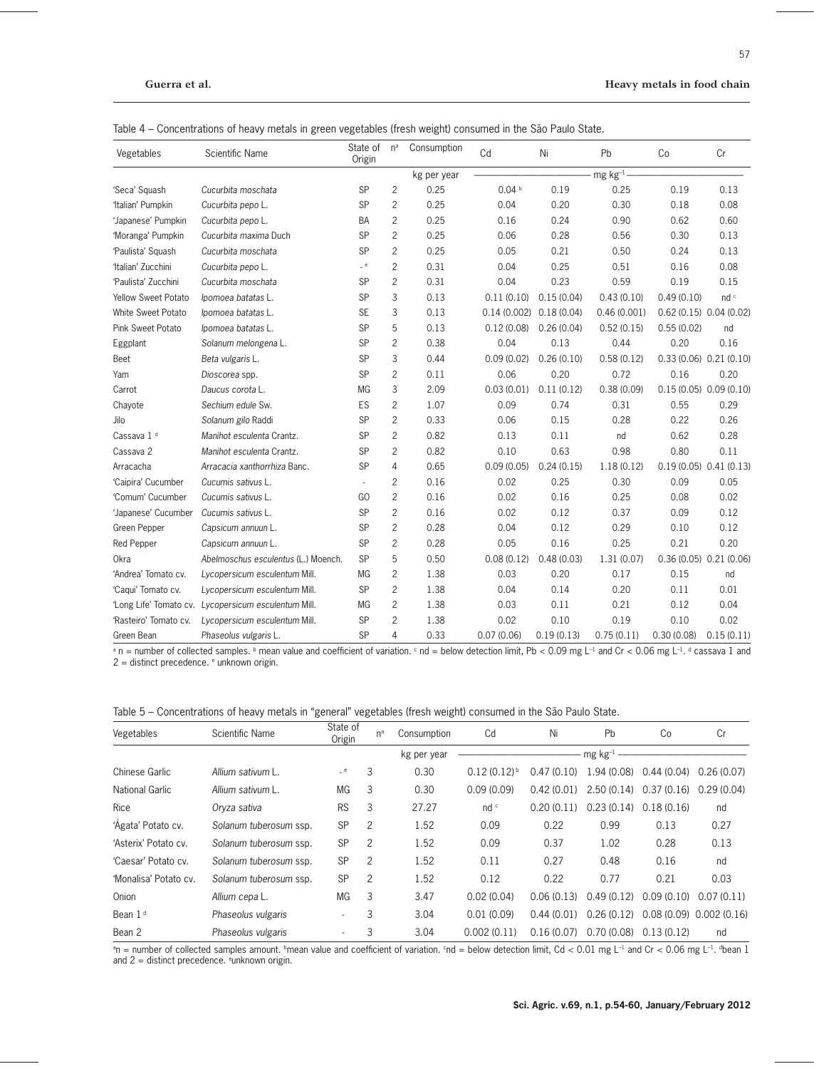Table 4 – Concentrations of heavy metals in green vegetables (fresh weight) consumed in the São Paulo State.

| Vegetables | Scientific Name | State of Origin | n[a] | Consumption | Cd | Ni | Pb | Co | Cr |
|---|---|---|---|---|---|---|---|---|---|
| | | | | kg per year | mg kg$^{-1}$ | | | | |
| 'Seca' Squash | *Cucurbita moschata* | SP | 2 | 0.25 | 0.04 [b] | 0.19 | 0.25 | 0.19 | 0.13 |
| 'Italian' Pumpkin | *Cucurbita pepo* L. | SP | 2 | 0.25 | 0.04 | 0.20 | 0.30 | 0.18 | 0.08 |
| 'Japanese' Pumpkin | *Cucurbita pepo* L. | BA | 2 | 0.25 | 0.16 | 0.24 | 0.90 | 0.62 | 0.60 |
| 'Moranga' Pumpkin | *Cucurbita maxima* Duch | SP | 2 | 0.25 | 0.06 | 0.28 | 0.56 | 0.30 | 0.13 |
| 'Paulista' Squash | *Cucurbita moschata* | SP | 2 | 0.25 | 0.05 | 0.21 | 0.50 | 0.24 | 0.13 |
| 'Italian' Zucchini | *Cucurbita pepo* L. | - [e] | 2 | 0.31 | 0.04 | 0.25 | 0.51 | 0.16 | 0.08 |
| 'Paulista' Zucchini | *Cucurbita moschata* | SP | 2 | 0.31 | 0.04 | 0.23 | 0.59 | 0.19 | 0.15 |
| Yellow Sweet Potato | *Ipomoea batatas* L. | SP | 3 | 0.13 | 0.11 (0.10) | 0.15 (0.04) | 0.43 (0.10) | 0.49 (0.10) | nd [c] |
| White Sweet Potato | *Ipomoea batatas* L. | SE | 3 | 0.13 | 0.14 (0.002) | 0.18 (0.04) | 0.46 (0.001) | 0.62 (0.15) | 0.04 (0.02) |
| Pink Sweet Potato | *Ipomoea batatas* L. | SP | 5 | 0.13 | 0.12 (0.08) | 0.26 (0.04) | 0.52 (0.15) | 0.55 (0.02) | nd |
| Eggplant | *Solanum melongena* L. | SP | 2 | 0.38 | 0.04 | 0.13 | 0.44 | 0.20 | 0.16 |
| Beet | *Beta vulgaris* L. | SP | 3 | 0.44 | 0.09 (0.02) | 0.26 (0.10) | 0.58 (0.12) | 0.33 (0.06) | 0.21 (0.10) |
| Yam | *Dioscorea* spp. | SP | 2 | 0.11 | 0.06 | 0.20 | 0.72 | 0.16 | 0.20 |
| Carrot | *Daucus corota* L. | MG | 3 | 2.09 | 0.03 (0.01) | 0.11 (0.12) | 0.38 (0.09) | 0.15 (0.05) | 0.09 (0.10) |
| Chayote | *Sechium edule* Sw. | ES | 2 | 1.07 | 0.09 | 0.74 | 0.31 | 0.55 | 0.29 |
| Jilo | *Solanum gilo* Raddi | SP | 2 | 0.33 | 0.06 | 0.15 | 0.28 | 0.22 | 0.26 |
| Cassava 1 [d] | *Manihot esculenta* Crantz. | SP | 2 | 0.82 | 0.13 | 0.11 | nd | 0.62 | 0.28 |
| Cassava 2 | *Manihot esculenta* Crantz. | SP | 2 | 0.82 | 0.10 | 0.63 | 0.98 | 0.80 | 0.11 |
| Arracacha | *Arracacia xanthorrhiza* Banc. | SP | 4 | 0.65 | 0.09 (0.05) | 0.24 (0.15) | 1.18 (0.12) | 0.19 (0.05) | 0.41 (0.13) |
| 'Caipira' Cucumber | *Cucumis sativus* L. | - | 2 | 0.16 | 0.02 | 0.25 | 0.30 | 0.09 | 0.05 |
| 'Comum' Cucumber | *Cucumis sativus* L. | GO | 2 | 0.16 | 0.02 | 0.16 | 0.25 | 0.08 | 0.02 |
| 'Japanese' Cucumber | *Cucumis sativus* L. | SP | 2 | 0.16 | 0.02 | 0.12 | 0.37 | 0.09 | 0.12 |
| Green Pepper | *Capsicum annuun* L. | SP | 2 | 0.28 | 0.04 | 0.12 | 0.29 | 0.10 | 0.12 |
| Red Pepper | *Capsicum annuun* L. | SP | 2 | 0.28 | 0.05 | 0.16 | 0.25 | 0.21 | 0.20 |
| Okra | *Abelmoschus esculentus* (L.) Moench. | SP | 5 | 0.50 | 0.08 (0.12) | 0.48 (0.03) | 1.31 (0.07) | 0.36 (0.05) | 0.21 (0.06) |
| 'Andrea' Tomato cv. | *Lycopersicum esculentum* Mill. | MG | 2 | 1.38 | 0.03 | 0.20 | 0.17 | 0.15 | nd |
| 'Caqui' Tomato cv. | *Lycopersicum esculentum* Mill. | SP | 2 | 1.38 | 0.04 | 0.14 | 0.20 | 0.11 | 0.01 |
| 'Long Life' Tomato cv. | *Lycopersicum esculentum* Mill. | MG | 2 | 1.38 | 0.03 | 0.11 | 0.21 | 0.12 | 0.04 |
| 'Rasteiro' Tomato cv. | *Lycopersicum esculentum* Mill. | SP | 2 | 1.38 | 0.02 | 0.10 | 0.19 | 0.10 | 0.02 |
| Green Bean | *Phaseolus vulgaris* L. | SP | 4 | 0.33 | 0.07 (0.06) | 0.19 (0.13) | 0.75 (0.11) | 0.30 (0.08) | 0.15 (0.11) |

[a] n = number of collected samples. [b] mean value and coefficient of variation. [c] nd = below detection limit, Pb < 0.09 mg L$^{-1}$ and Cr < 0.06 mg L$^{-1}$. [d] cassava 1 and 2 = distinct precedence. [e] unknown origin.

Table 5 – Concentrations of heavy metals in "general" vegetables (fresh weight) consumed in the São Paulo State.

| Vegetables | Scientific Name | State of Origin | n[a] | Consumption | Cd | Ni | Pb | Co | Cr |
|---|---|---|---|---|---|---|---|---|---|
| | | | | kg per year | mg kg$^{-1}$ | | | | |
| Chinese Garlic | *Allium sativum* L. | - [e] | 3 | 0.30 | 0.12 (0.12) [b] | 0.47 (0.10) | 1.94 (0.08) | 0.44 (0.04) | 0.26 (0.07) |
| National Garlic | *Allium sativum* L. | MG | 3 | 0.30 | 0.09 (0.09) | 0.42 (0.01) | 2.50 (0.14) | 0.37 (0.16) | 0.29 (0.04) |
| Rice | *Oryza sativa* | RS | 3 | 27.27 | nd [c] | 0.20 (0.11) | 0.23 (0.14) | 0.18 (0.16) | nd |
| 'Ágata' Potato cv. | *Solanum tuberosum* ssp. | SP | 2 | 1.52 | 0.09 | 0.22 | 0.99 | 0.13 | 0.27 |
| 'Asterix' Potato cv. | *Solanum tuberosum* ssp. | SP | 2 | 1.52 | 0.09 | 0.37 | 1.02 | 0.28 | 0.13 |
| 'Caesar' Potato cv. | *Solanum tuberosum* ssp. | SP | 2 | 1.52 | 0.11 | 0.27 | 0.48 | 0.16 | nd |
| 'Monalisa' Potato cv. | *Solanum tuberosum* ssp. | SP | 2 | 1.52 | 0.12 | 0.22 | 0.77 | 0.21 | 0.03 |
| Onion | *Allium cepa* L. | MG | 3 | 3.47 | 0.02 (0.04) | 0.06 (0.13) | 0.49 (0.12) | 0.09 (0.10) | 0.07 (0.11) |
| Bean 1 [d] | *Phaseolus vulgaris* | - | 3 | 3.04 | 0.01 (0.09) | 0.44 (0.01) | 0.26 (0.12) | 0.08 (0.09) | 0.002 (0.16) |
| Bean 2 | *Phaseolus vulgaris* | - | 3 | 3.04 | 0.002 (0.11) | 0.16 (0.07) | 0.70 (0.08) | 0.13 (0.12) | nd |

[a]n = number of collected samples amount. [b]mean value and coefficient of variation. [c]nd = below detection limit, Cd < 0.01 mg L$^{-1}$ and Cr < 0.06 mg L$^{-1}$. [d]bean 1 and 2 = distinct precedence. [e]unknown origin.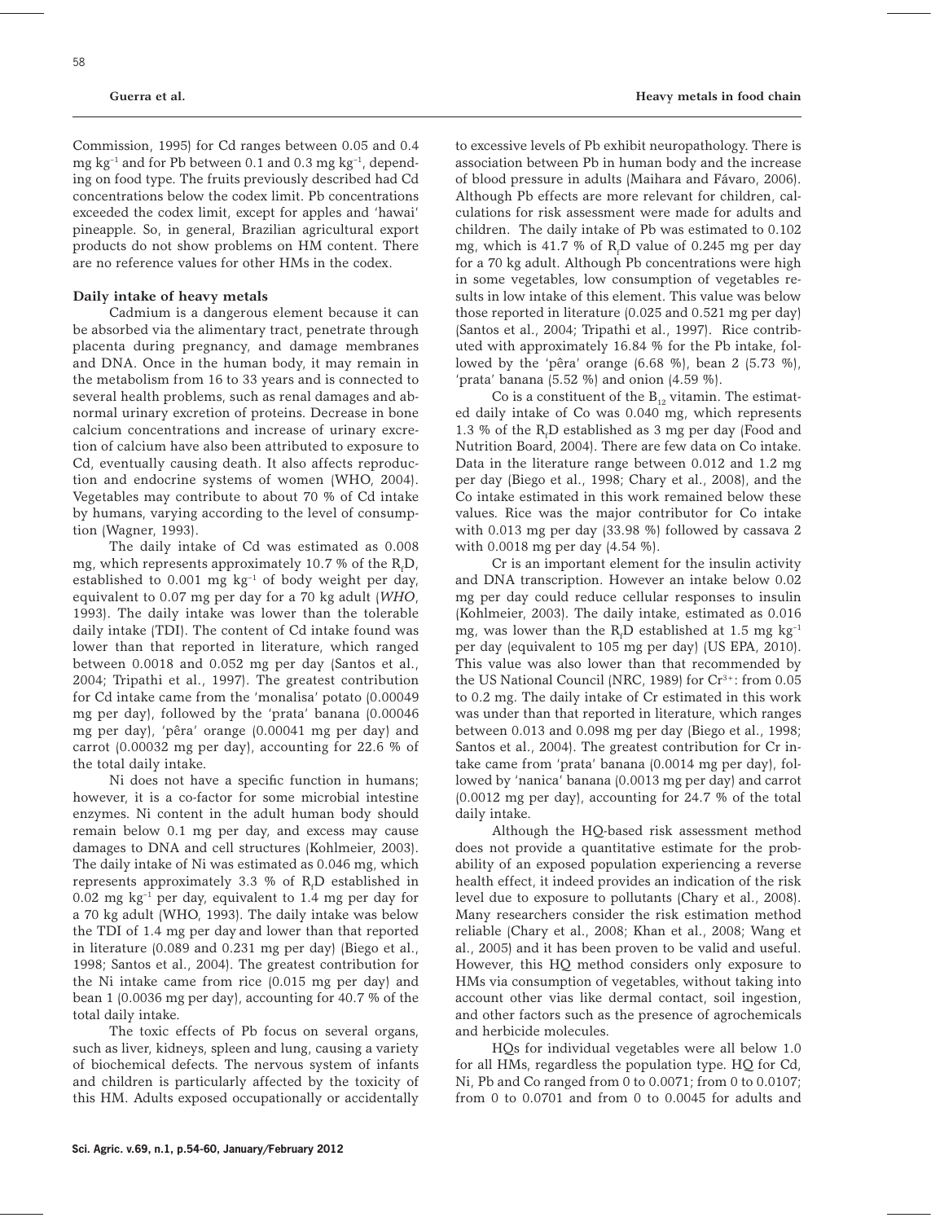Commission, 1995) for Cd ranges between 0.05 and 0.4 mg $kg^{-1}$ and for Pb between 0.1 and 0.3 mg $kg^{-1}$, depending on food type. The fruits previously described had Cd concentrations below the codex limit. Pb concentrations exceeded the codex limit, except for apples and 'hawai' pineapple. So, in general, Brazilian agricultural export products do not show problems on HM content. There are no reference values for other HMs in the codex.

### Daily intake of heavy metals

Cadmium is a dangerous element because it can be absorbed via the alimentary tract, penetrate through placenta during pregnancy, and damage membranes and DNA. Once in the human body, it may remain in the metabolism from 16 to 33 years and is connected to several health problems, such as renal damages and abnormal urinary excretion of proteins. Decrease in bone calcium concentrations and increase of urinary excretion of calcium have also been attributed to exposure to Cd, eventually causing death. It also affects reproduction and endocrine systems of women (WHO, 2004). Vegetables may contribute to about 70 % of Cd intake by humans, varying according to the level of consumption (Wagner, 1993).

The daily intake of Cd was estimated as 0.008 mg, which represents approximately 10.7 % of the $R_fD$, established to 0.001 mg $kg^{-1}$ of body weight per day, equivalent to 0.07 mg per day for a 70 kg adult (*WHO*, 1993). The daily intake was lower than the tolerable daily intake (TDI). The content of Cd intake found was lower than that reported in literature, which ranged between 0.0018 and 0.052 mg per day (Santos et al., 2004; Tripathi et al., 1997). The greatest contribution for Cd intake came from the 'monalisa' potato (0.00049 mg per day), followed by the 'prata' banana (0.00046 mg per day), 'pêra' orange (0.00041 mg per day) and carrot (0.00032 mg per day), accounting for 22.6 % of the total daily intake.

Ni does not have a specific function in humans; however, it is a co-factor for some microbial intestine enzymes. Ni content in the adult human body should remain below 0.1 mg per day, and excess may cause damages to DNA and cell structures (Kohlmeier, 2003). The daily intake of Ni was estimated as 0.046 mg, which represents approximately 3.3 % of $R_fD$ established in 0.02 mg $kg^{-1}$ per day, equivalent to 1.4 mg per day for a 70 kg adult (WHO, 1993). The daily intake was below the TDI of 1.4 mg per day and lower than that reported in literature (0.089 and 0.231 mg per day) (Biego et al., 1998; Santos et al., 2004). The greatest contribution for the Ni intake came from rice (0.015 mg per day) and bean 1 (0.0036 mg per day), accounting for 40.7 % of the total daily intake.

The toxic effects of Pb focus on several organs, such as liver, kidneys, spleen and lung, causing a variety of biochemical defects. The nervous system of infants and children is particularly affected by the toxicity of this HM. Adults exposed occupationally or accidentally to excessive levels of Pb exhibit neuropathology. There is association between Pb in human body and the increase of blood pressure in adults (Maihara and Fávaro, 2006). Although Pb effects are more relevant for children, calculations for risk assessment were made for adults and children. The daily intake of Pb was estimated to 0.102 mg, which is 41.7 % of $R_fD$ value of 0.245 mg per day for a 70 kg adult. Although Pb concentrations were high in some vegetables, low consumption of vegetables results in low intake of this element. This value was below those reported in literature (0.025 and 0.521 mg per day) (Santos et al., 2004; Tripathi et al., 1997). Rice contributed with approximately 16.84 % for the Pb intake, followed by the 'pêra' orange (6.68 %), bean 2 (5.73 %), 'prata' banana (5.52 %) and onion (4.59 %).

Co is a constituent of the $B_{12}$ vitamin. The estimated daily intake of Co was 0.040 mg, which represents 1.3 % of the $R_fD$ established as 3 mg per day (Food and Nutrition Board, 2004). There are few data on Co intake. Data in the literature range between 0.012 and 1.2 mg per day (Biego et al., 1998; Chary et al., 2008), and the Co intake estimated in this work remained below these values. Rice was the major contributor for Co intake with 0.013 mg per day (33.98 %) followed by cassava 2 with 0.0018 mg per day (4.54 %).

Cr is an important element for the insulin activity and DNA transcription. However an intake below 0.02 mg per day could reduce cellular responses to insulin (Kohlmeier, 2003). The daily intake, estimated as 0.016 mg, was lower than the $R_fD$ established at 1.5 mg $kg^{-1}$ per day (equivalent to 105 mg per day) (US EPA, 2010). This value was also lower than that recommended by the US National Council (NRC, 1989) for $Cr^{3+}$: from 0.05 to 0.2 mg. The daily intake of Cr estimated in this work was under than that reported in literature, which ranges between 0.013 and 0.098 mg per day (Biego et al., 1998; Santos et al., 2004). The greatest contribution for Cr intake came from 'prata' banana (0.0014 mg per day), followed by 'nanica' banana (0.0013 mg per day) and carrot (0.0012 mg per day), accounting for 24.7 % of the total daily intake.

Although the HQ-based risk assessment method does not provide a quantitative estimate for the probability of an exposed population experiencing a reverse health effect, it indeed provides an indication of the risk level due to exposure to pollutants (Chary et al., 2008). Many researchers consider the risk estimation method reliable (Chary et al., 2008; Khan et al., 2008; Wang et al., 2005) and it has been proven to be valid and useful. However, this HQ method considers only exposure to HMs via consumption of vegetables, without taking into account other vias like dermal contact, soil ingestion, and other factors such as the presence of agrochemicals and herbicide molecules.

HQs for individual vegetables were all below 1.0 for all HMs, regardless the population type. HQ for Cd, Ni, Pb and Co ranged from 0 to 0.0071; from 0 to 0.0107; from 0 to 0.0701 and from 0 to 0.0045 for adults and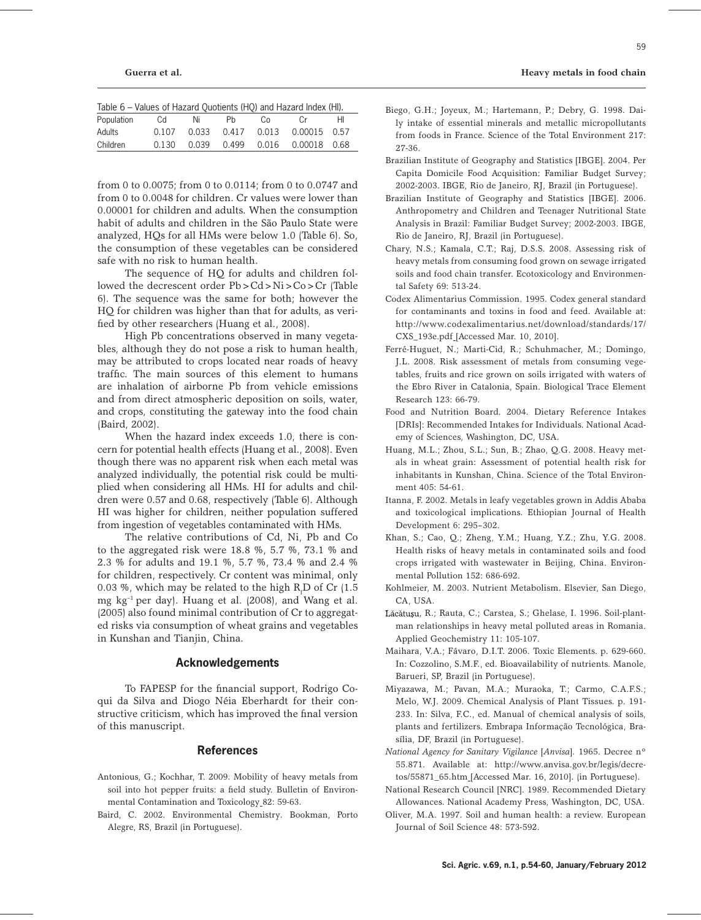Table 6 – Values of Hazard Quotients (HQ) and Hazard Index (HI).

| Population | Cd | Ni | Pb | Co | Cr | HI |
|---|---|---|---|---|---|---|
| Adults | 0.107 | 0.033 | 0.417 | 0.013 | 0.00015 | 0.57 |
| Children | 0.130 | 0.039 | 0.499 | 0.016 | 0.00018 | 0.68 |

from 0 to 0.0075; from 0 to 0.0114; from 0 to 0.0747 and from 0 to 0.0048 for children. Cr values were lower than 0.00001 for children and adults. When the consumption habit of adults and children in the São Paulo State were analyzed, HQs for all HMs were below 1.0 (Table 6). So, the consumption of these vegetables can be considered safe with no risk to human health.

The sequence of HQ for adults and children followed the decrescent order Pb > Cd > Ni > Co > Cr (Table 6). The sequence was the same for both; however the HQ for children was higher than that for adults, as verified by other researchers (Huang et al., 2008).

High Pb concentrations observed in many vegetables, although they do not pose a risk to human health, may be attributed to crops located near roads of heavy traffic. The main sources of this element to humans are inhalation of airborne Pb from vehicle emissions and from direct atmospheric deposition on soils, water, and crops, constituting the gateway into the food chain (Baird, 2002).

When the hazard index exceeds 1.0, there is concern for potential health effects (Huang et al., 2008). Even though there was no apparent risk when each metal was analyzed individually, the potential risk could be multiplied when considering all HMs. HI for adults and children were 0.57 and 0.68, respectively (Table 6). Although HI was higher for children, neither population suffered from ingestion of vegetables contaminated with HMs.

The relative contributions of Cd, Ni, Pb and Co to the aggregated risk were 18.8 %, 5.7 %, 73.1 % and 2.3 % for adults and 19.1 %, 5.7 %, 73.4 % and 2.4 % for children, respectively. Cr content was minimal, only 0.03 %, which may be related to the high $R_fD$ of Cr (1.5 mg $kg^{-1}$ per day). Huang et al. (2008), and Wang et al. (2005) also found minimal contribution of Cr to aggregated risks via consumption of wheat grains and vegetables in Kunshan and Tianjin, China.

## Acknowledgements

To FAPESP for the financial support, Rodrigo Coqui da Silva and Diogo Néia Eberhardt for their constructive criticism, which has improved the final version of this manuscript.

## References

Antonious, G.; Kochhar, T. 2009. Mobility of heavy metals from soil into hot pepper fruits: a field study. Bulletin of Environmental Contamination and Toxicology 82: 59-63.

Baird, C. 2002. Environmental Chemistry. Bookman, Porto Alegre, RS, Brazil (in Portuguese).

Biego, G.H.; Joyeux, M.; Hartemann, P.; Debry, G. 1998. Daily intake of essential minerals and metallic micropollutants from foods in France. Science of the Total Environment 217: 27-36.

Brazilian Institute of Geography and Statistics [IBGE]. 2004. Per Capita Domicile Food Acquisition: Familiar Budget Survey; 2002-2003. IBGE, Rio de Janeiro, RJ, Brazil (in Portuguese).

Brazilian Institute of Geography and Statistics [IBGE]. 2006. Anthropometry and Children and Teenager Nutritional State Analysis in Brazil: Familiar Budget Survey; 2002-2003. IBGE, Rio de Janeiro, RJ, Brazil (in Portuguese).

Chary, N.S.; Kamala, C.T.; Raj, D.S.S. 2008. Assessing risk of heavy metals from consuming food grown on sewage irrigated soils and food chain transfer. Ecotoxicology and Environmental Safety 69: 513-24.

Codex Alimentarius Commission. 1995. Codex general standard for contaminants and toxins in food and feed. Available at: http://www.codexalimentarius.net/download/standards/17/CXS_193e.pdf [Accessed Mar. 10, 2010].

Ferré-Huguet, N.; Marti-Cid, R.; Schuhmacher, M.; Domingo, J.L. 2008. Risk assessment of metals from consuming vegetables, fruits and rice grown on soils irrigated with waters of the Ebro River in Catalonia, Spain. Biological Trace Element Research 123: 66-79.

Food and Nutrition Board. 2004. Dietary Reference Intakes [DRIs]: Recommended Intakes for Individuals. National Academy of Sciences, Washington, DC, USA.

Huang, M.L.; Zhou, S.L.; Sun, B.; Zhao, Q.G. 2008. Heavy metals in wheat grain: Assessment of potential health risk for inhabitants in Kunshan, China. Science of the Total Environment 405: 54-61.

Itanna, F. 2002. Metals in leafy vegetables grown in Addis Ababa and toxicological implications. Ethiopian Journal of Health Development 6: 295–302.

Khan, S.; Cao, Q.; Zheng, Y.M.; Huang, Y.Z.; Zhu, Y.G. 2008. Health risks of heavy metals in contaminated soils and food crops irrigated with wastewater in Beijing, China. Environmental Pollution 152: 686-692.

Kohlmeier, M. 2003. Nutrient Metabolism. Elsevier, San Diego, CA, USA.

Lăcătuşu, R.; Rauta, C.; Carstea, S.; Ghelase, I. 1996. Soil-plant-man relationships in heavy metal polluted areas in Romania. Applied Geochemistry 11: 105-107.

Maihara, V.A.; Fávaro, D.I.T. 2006. Toxic Elements. p. 629-660. In: Cozzolino, S.M.F., ed. Bioavailability of nutrients. Manole, Barueri, SP, Brazil (in Portuguese).

Miyazawa, M.; Pavan, M.A.; Muraoka, T.; Carmo, C.A.F.S.; Melo, W.J. 2009. Chemical Analysis of Plant Tissues. p. 191-233. In: Silva, F.C., ed. Manual of chemical analysis of soils, plants and fertilizers. Embrapa Informação Tecnológica, Brasília, DF, Brazil (in Portuguese).

*National Agency for Sanitary Vigilance* [*Anvisa*]. 1965. Decree n° 55.871. Available at: http://www.anvisa.gov.br/legis/decretos/55871_65.htm [Accessed Mar. 16, 2010]. (in Portuguese).

National Research Council [NRC]. 1989. Recommended Dietary Allowances. National Academy Press, Washington, DC, USA.

Oliver, M.A. 1997. Soil and human health: a review. European Journal of Soil Science 48: 573-592.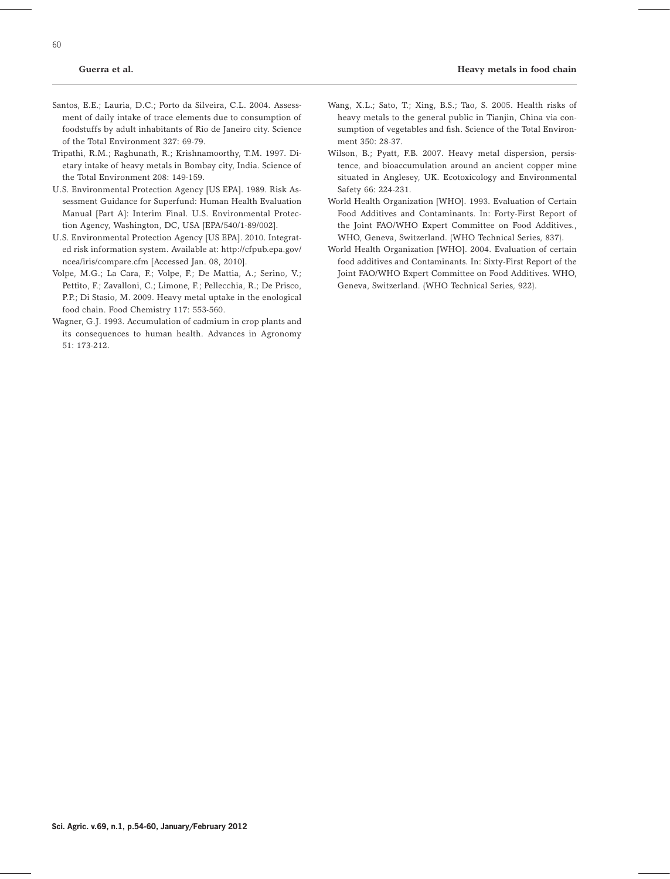Santos, E.E.; Lauria, D.C.; Porto da Silveira, C.L. 2004. Assessment of daily intake of trace elements due to consumption of foodstuffs by adult inhabitants of Rio de Janeiro city. Science of the Total Environment 327: 69-79.

Tripathi, R.M.; Raghunath, R.; Krishnamoorthy, T.M. 1997. Dietary intake of heavy metals in Bombay city, India. Science of the Total Environment 208: 149-159.

U.S. Environmental Protection Agency [US EPA]. 1989. Risk Assessment Guidance for Superfund: Human Health Evaluation Manual [Part A]: Interim Final. U.S. Environmental Protection Agency, Washington, DC, USA [EPA/540/1-89/002].

U.S. Environmental Protection Agency [US EPA]. 2010. Integrated risk information system. Available at: http://cfpub.epa.gov/ncea/iris/compare.cfm [Accessed Jan. 08, 2010].

Volpe, M.G.; La Cara, F.; Volpe, F.; De Mattia, A.; Serino, V.; Pettito, F.; Zavalloni, C.; Limone, F.; Pellecchia, R.; De Prisco, P.P.; Di Stasio, M. 2009. Heavy metal uptake in the enological food chain. Food Chemistry 117: 553-560.

Wagner, G.J. 1993. Accumulation of cadmium in crop plants and its consequences to human health. Advances in Agronomy 51: 173-212.

Wang, X.L.; Sato, T.; Xing, B.S.; Tao, S. 2005. Health risks of heavy metals to the general public in Tianjin, China via consumption of vegetables and fish. Science of the Total Environment 350: 28-37.

Wilson, B.; Pyatt, F.B. 2007. Heavy metal dispersion, persistence, and bioaccumulation around an ancient copper mine situated in Anglesey, UK. Ecotoxicology and Environmental Safety 66: 224-231.

World Health Organization [WHO]. 1993. Evaluation of Certain Food Additives and Contaminants. In: Forty-First Report of the Joint FAO/WHO Expert Committee on Food Additives., WHO, Geneva, Switzerland. (WHO Technical Series, 837).

World Health Organization [WHO]. 2004. Evaluation of certain food additives and Contaminants. In: Sixty-First Report of the Joint FAO/WHO Expert Committee on Food Additives. WHO, Geneva, Switzerland. (WHO Technical Series, 922).